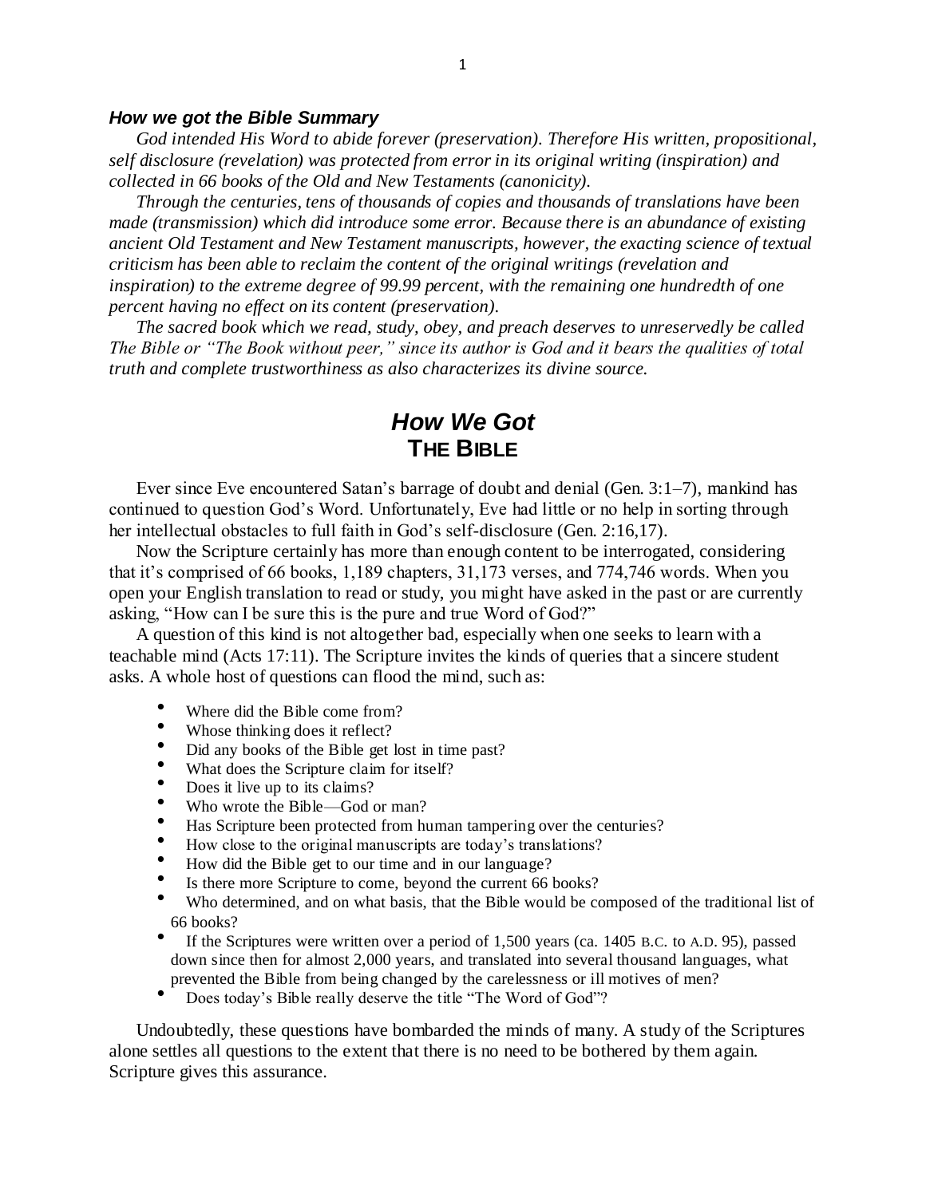### *How we got the Bible Summary*

*God intended His Word to abide forever (preservation). Therefore His written, propositional, self disclosure (revelation) was protected from error in its original writing (inspiration) and collected in 66 books of the Old and New Testaments (canonicity).*

*Through the centuries, tens of thousands of copies and thousands of translations have been made (transmission) which did introduce some error. Because there is an abundance of existing ancient Old Testament and New Testament manuscripts, however, the exacting science of textual criticism has been able to reclaim the content of the original writings (revelation and inspiration) to the extreme degree of 99.99 percent, with the remaining one hundredth of one percent having no effect on its content (preservation).*

*The sacred book which we read, study, obey, and preach deserves to unreservedly be called The Bible or "The Book without peer," since its author is God and it bears the qualities of total truth and complete trustworthiness as also characterizes its divine source.*

# *How We Got* THE BIBLE

Ever since Eve encountered Satan's barrage of doubt and denial (Gen. 3:1–7), mankind has continued to question God's Word. Unfortunately, Eve had little or no help in sorting through her intellectual obstacles to full faith in God's self-disclosure (Gen. 2:16,17).

Now the Scripture certainly has more than enough content to be interrogated, considering that it's comprised of 66 books, 1,189 chapters, 31,173 verses, and 774,746 words. When you open your English translation to read or study, you might have asked in the past or are currently asking, "How can I be sure this is the pure and true Word of God?"

A question of this kind is not altogether bad, especially when one seeks to learn with a teachable mind (Acts 17:11). The Scripture invites the kinds of queries that a sincere student asks. A whole host of questions can flood the mind, such as:

- Where did the Bible come from?
- Whose thinking does it reflect?
- Did any books of the Bible get lost in time past?
- What does the Scripture claim for itself?
- Does it live up to its claims?
- Who wrote the Bible—God or man?
- Has Scripture been protected from human tampering over the centuries?
- How close to the original manuscripts are today's translations?
- How did the Bible get to our time and in our language?
- Is there more Scripture to come, beyond the current 66 books?
- Who determined, and on what basis, that the Bible would be composed of the traditional list of 66 books?
- If the Scriptures were written over a period of 1,500 years (ca. 1405 B.C. to A.D. 95), passed down since then for almost 2,000 years, and translated into several thousand languages, what prevented the Bible from being changed by the carelessness or ill motives of men?
- Does today's Bible really deserve the title "The Word of God"?

Undoubtedly, these questions have bombarded the minds of many. A study of the Scriptures alone settles all questions to the extent that there is no need to be bothered by them again. Scripture gives this assurance.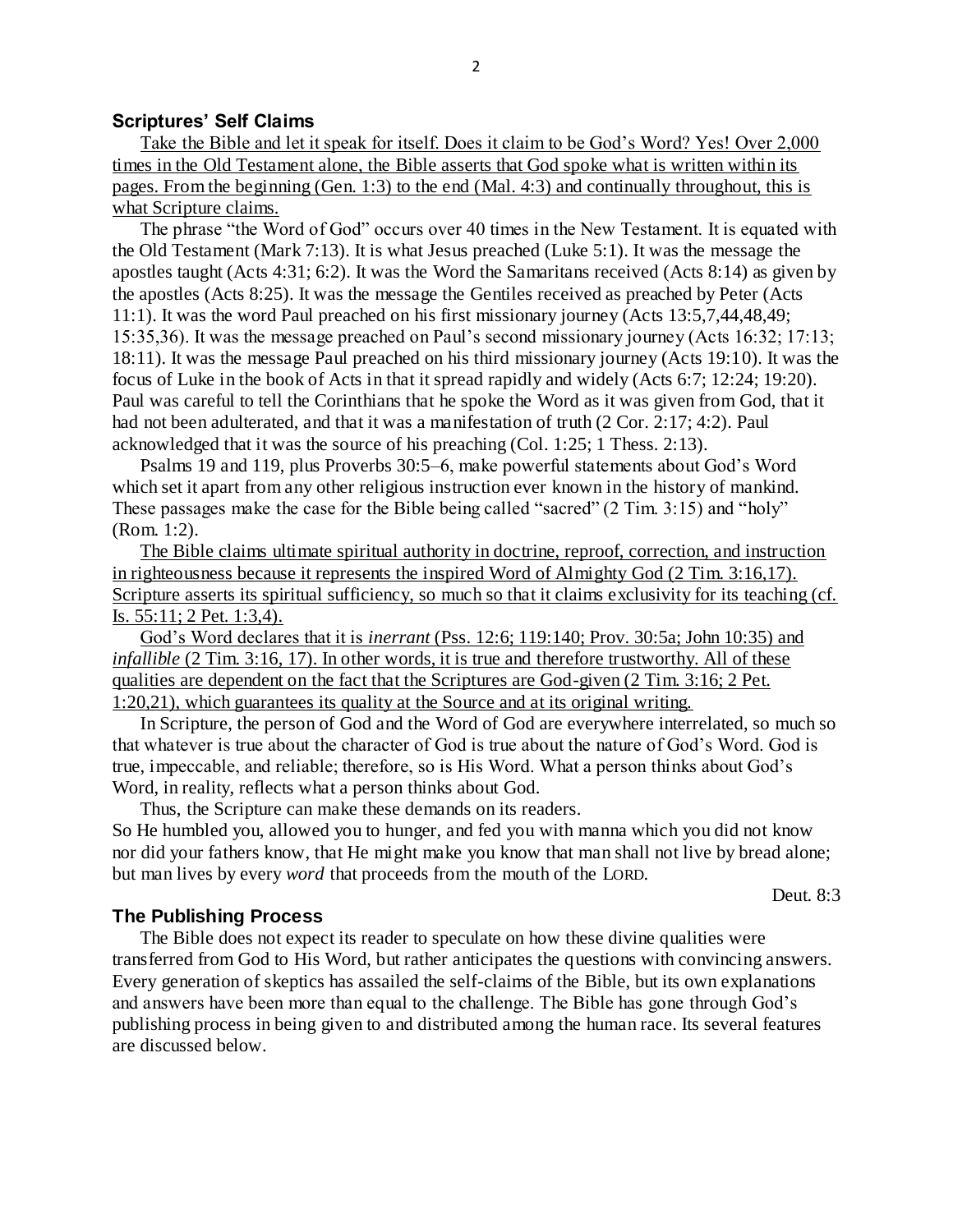## Scriptures' Self Claims

Take the Bible and let it speak for itself. Does it claim to be God's Word? Yes! Over 2,000 times in the Old Testament alone, the Bible asserts that God spoke what is written within its pages. From the beginning (Gen. 1:3) to the end (Mal. 4:3) and continually throughout, this is what Scripture claims.

The phrase "the Word of God" occurs over 40 times in the New Testament. It is equated with the Old Testament (Mark 7:13). It is what Jesus preached (Luke 5:1). It was the message the apostles taught (Acts 4:31; 6:2). It was the Word the Samaritans received (Acts 8:14) as given by the apostles (Acts 8:25). It was the message the Gentiles received as preached by Peter (Acts 11:1). It was the word Paul preached on his first missionary journey (Acts 13:5,7,44,48,49; 15:35,36). It was the message preached on Paul's second missionary journey (Acts 16:32; 17:13; 18:11). It was the message Paul preached on his third missionary journey (Acts 19:10). It was the focus of Luke in the book of Acts in that it spread rapidly and widely (Acts 6:7; 12:24; 19:20). Paul was careful to tell the Corinthians that he spoke the Word as it was given from God, that it had not been adulterated, and that it was a manifestation of truth (2 Cor. 2:17; 4:2). Paul acknowledged that it was the source of his preaching (Col. 1:25; 1 Thess. 2:13).

Psalms 19 and 119, plus Proverbs 30:5–6, make powerful statements about God's Word which set it apart from any other religious instruction ever known in the history of mankind. These passages make the case for the Bible being called "sacred" (2 Tim. 3:15) and "holy" (Rom. 1:2).

The Bible claims ultimate spiritual authority in doctrine, reproof, correction, and instruction in righteousness because it represents the inspired Word of Almighty God (2 Tim. 3:16,17). Scripture asserts its spiritual sufficiency, so much so that it claims exclusivity for its teaching (cf. Is. 55:11; 2 Pet. 1:3,4).

God's Word declares that it is *inerrant* (Pss. 12:6; 119:140; Prov. 30:5a; John 10:35) and *infallible* (2 Tim. 3:16, 17). In other words, it is true and therefore trustworthy. All of these qualities are dependent on the fact that the Scriptures are God-given (2 Tim. 3:16; 2 Pet. 1:20,21), which guarantees its quality at the Source and at its original writing.

In Scripture, the person of God and the Word of God are everywhere interrelated, so much so that whatever is true about the character of God is true about the nature of God's Word. God is true, impeccable, and reliable; therefore, so is His Word. What a person thinks about God's Word, in reality, reflects what a person thinks about God.

Thus, the Scripture can make these demands on its readers.

So He humbled you, allowed you to hunger, and fed you with manna which you did not know nor did your fathers know, that He might make you know that man shall not live by bread alone; but man lives by every *word* that proceeds from the mouth of the LORD.

Deut. 8:3

## The Publishing Process

The Bible does not expect its reader to speculate on how these divine qualities were transferred from God to His Word, but rather anticipates the questions with convincing answers. Every generation of skeptics has assailed the self-claims of the Bible, but its own explanations and answers have been more than equal to the challenge. The Bible has gone through God's publishing process in being given to and distributed among the human race. Its several features are discussed below.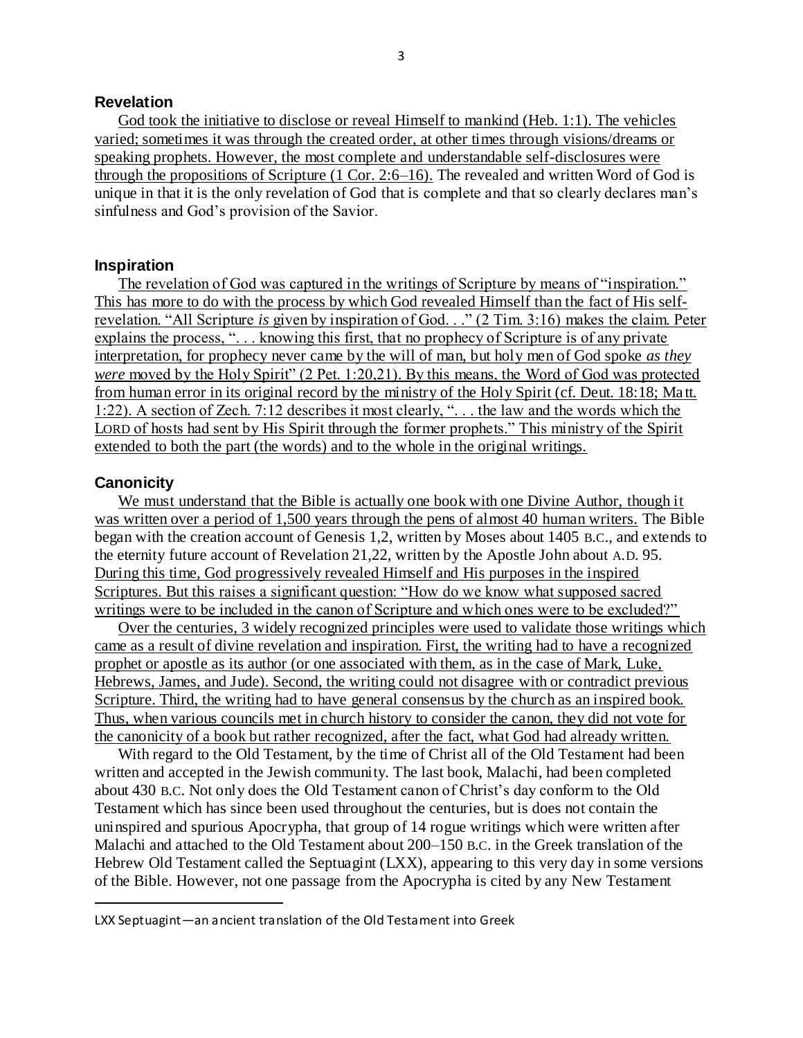## Revelation

God took the initiative to disclose or reveal Himself to mankind (Heb. 1:1). The vehicles varied; sometimes it was through the created order, at other times through visions/dreams or speaking prophets. However, the most complete and understandable self-disclosures were through the propositions of Scripture (1 Cor. 2:6–16). The revealed and written Word of God is unique in that it is the only revelation of God that is complete and that so clearly declares man's sinfulness and God's provision of the Savior.

## Inspiration

The revelation of God was captured in the writings of Scripture by means of "inspiration." This has more to do with the process by which God revealed Himself than the fact of His self-revelation. "All Scripture *is* given by inspiration of God. . ." (2 Tim. 3:16) makes the claim. Peter explains the process, ". . . knowing this first, that no prophecy of Scripture is of any private interpretation, for prophecy never came by the will of man, but holy men of God spoke *as they were* moved by the Holy Spirit" (2 Pet. 1:20,21). By this means, the Word of God was protected from human error in its original record by the ministry of the Holy Spirit (cf. Deut. 18:18; Matt. 1:22). A section of Zech. 7:12 describes it most clearly, ". . . the law and the words which the LORD of hosts had sent by His Spirit through the former prophets." This ministry of the Spirit extended to both the part (the words) and to the whole in the original writings.

## Canonicity

We must understand that the Bible is actually one book with one Divine Author, though it was written over a period of 1,500 years through the pens of almost 40 human writers. The Bible began with the creation account of Genesis 1,2, written by Moses about 1405 B.C., and extends to the eternity future account of Revelation 21,22, written by the Apostle John about A.D. 95. During this time, God progressively revealed Himself and His purposes in the inspired Scriptures. But this raises a significant question: "How do we know what supposed sacred writings were to be included in the canon of Scripture and which ones were to be excluded?"

Over the centuries, 3 widely recognized principles were used to validate those writings which came as a result of divine revelation and inspiration. First, the writing had to have a recognized prophet or apostle as its author (or one associated with them, as in the case of Mark, Luke, Hebrews, James, and Jude). Second, the writing could not disagree with or contradict previous Scripture. Third, the writing had to have general consensus by the church as an inspired book. Thus, when various councils met in church history to consider the canon, they did not vote for the canonicity of a book but rather recognized, after the fact, what God had already written.

With regard to the Old Testament, by the time of Christ all of the Old Testament had been written and accepted in the Jewish community. The last book, Malachi, had been completed about 430 B.C. Not only does the Old Testament canon of Christ's day conform to the Old Testament which has since been used throughout the centuries, but is does not contain the uninspired and spurious Apocrypha, that group of 14 rogue writings which were written after Malachi and attached to the Old Testament about 200–150 B.C. in the Greek translation of the Hebrew Old Testament called the Septuagint (LXX), appearing to this very day in some versions of the Bible. However, not one passage from the Apocrypha is cited by any New Testament

---

LXX Septuagint—an ancient translation of the Old Testament into Greek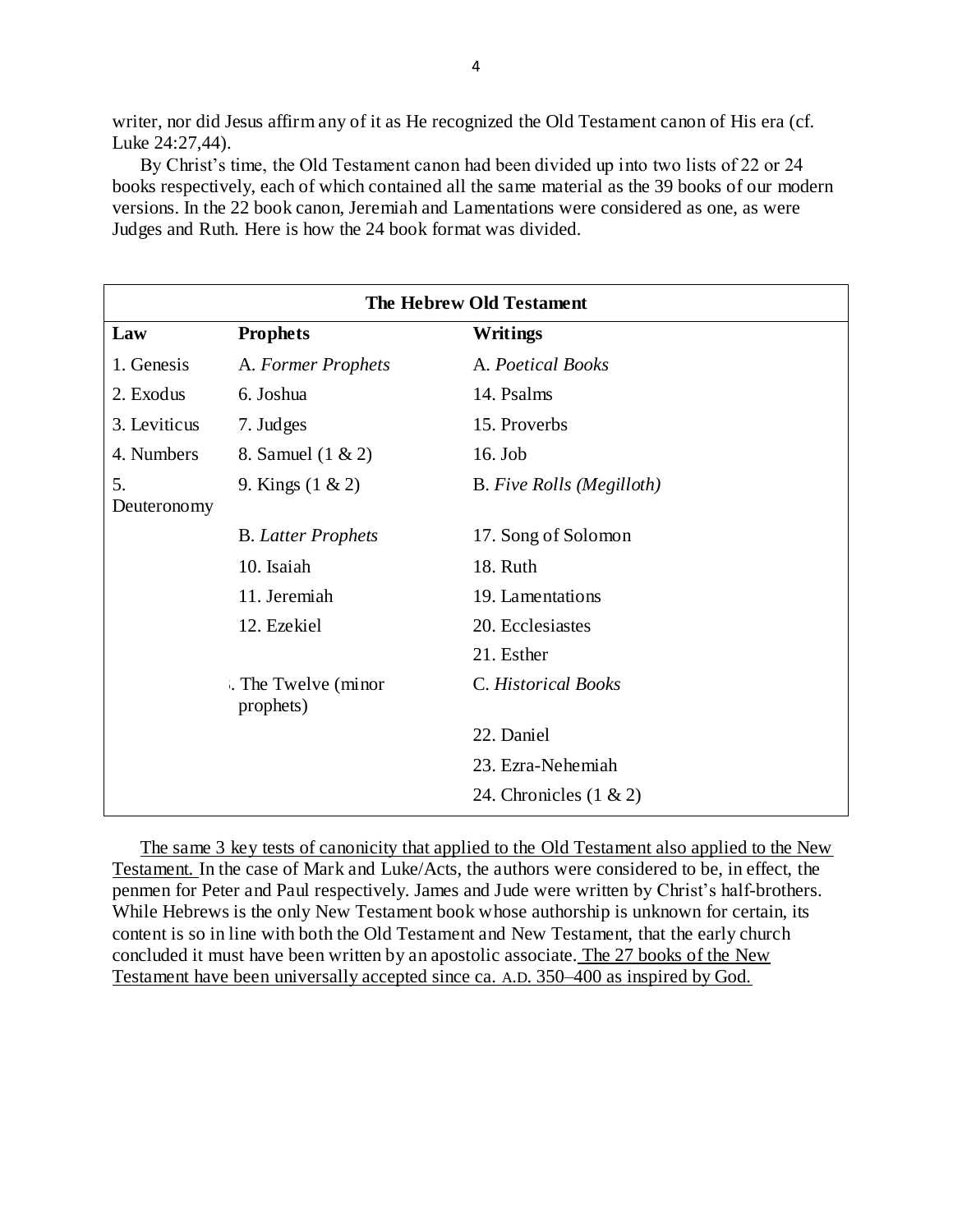writer, nor did Jesus affirm any of it as He recognized the Old Testament canon of His era (cf. Luke 24:27,44).

By Christ's time, the Old Testament canon had been divided up into two lists of 22 or 24 books respectively, each of which contained all the same material as the 39 books of our modern versions. In the 22 book canon, Jeremiah and Lamentations were considered as one, as were Judges and Ruth. Here is how the 24 book format was divided.

| The Hebrew Old Testament | | |
|---|---|---|
| **Law** | **Prophets** | **Writings** |
| 1. Genesis | A. *Former Prophets* | A. *Poetical Books* |
| 2. Exodus | 6. Joshua | 14. Psalms |
| 3. Leviticus | 7. Judges | 15. Proverbs |
| 4. Numbers | 8. Samuel (1 & 2) | 16. Job |
| 5. Deuteronomy | 9. Kings (1 & 2) | B. *Five Rolls (Megilloth)* |
| | B. *Latter Prophets* | 17. Song of Solomon |
| | 10. Isaiah | 18. Ruth |
| | 11. Jeremiah | 19. Lamentations |
| | 12. Ezekiel | 20. Ecclesiastes |
| | | 21. Esther |
| | . The Twelve (minor prophets) | C. *Historical Books* |
| | | 22. Daniel |
| | | 23. Ezra-Nehemiah |
| | | 24. Chronicles (1 & 2) |

<u>The same 3 key tests of canonicity that applied to the Old Testament also applied to the New Testament.</u> In the case of Mark and Luke/Acts, the authors were considered to be, in effect, the penmen for Peter and Paul respectively. James and Jude were written by Christ's half-brothers. While Hebrews is the only New Testament book whose authorship is unknown for certain, its content is so in line with both the Old Testament and New Testament, that the early church concluded it must have been written by an apostolic associate. <u>The 27 books of the New Testament have been universally accepted since ca. A.D. 350–400 as inspired by God.</u>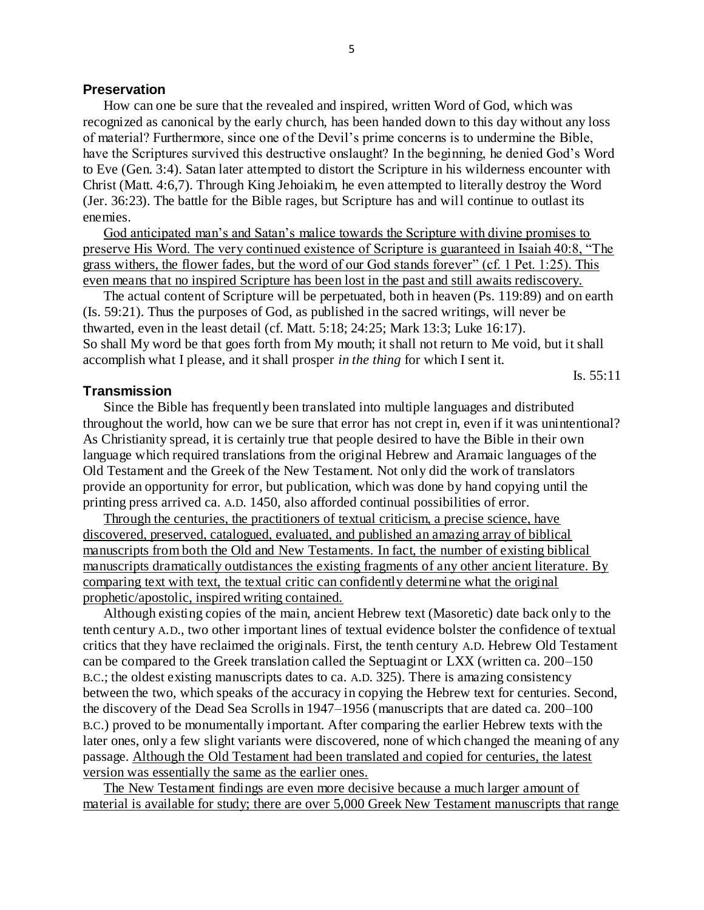## Preservation

How can one be sure that the revealed and inspired, written Word of God, which was recognized as canonical by the early church, has been handed down to this day without any loss of material? Furthermore, since one of the Devil's prime concerns is to undermine the Bible, have the Scriptures survived this destructive onslaught? In the beginning, he denied God's Word to Eve (Gen. 3:4). Satan later attempted to distort the Scripture in his wilderness encounter with Christ (Matt. 4:6,7). Through King Jehoiakim, he even attempted to literally destroy the Word (Jer. 36:23). The battle for the Bible rages, but Scripture has and will continue to outlast its enemies.

God anticipated man's and Satan's malice towards the Scripture with divine promises to preserve His Word. The very continued existence of Scripture is guaranteed in Isaiah 40:8, "The grass withers, the flower fades, but the word of our God stands forever" (cf. 1 Pet. 1:25). This even means that no inspired Scripture has been lost in the past and still awaits rediscovery.

The actual content of Scripture will be perpetuated, both in heaven (Ps. 119:89) and on earth (Is. 59:21). Thus the purposes of God, as published in the sacred writings, will never be thwarted, even in the least detail (cf. Matt. 5:18; 24:25; Mark 13:3; Luke 16:17).

So shall My word be that goes forth from My mouth; it shall not return to Me void, but it shall accomplish what I please, and it shall prosper *in the thing* for which I sent it.

Is. 55:11

## Transmission

Since the Bible has frequently been translated into multiple languages and distributed throughout the world, how can we be sure that error has not crept in, even if it was unintentional? As Christianity spread, it is certainly true that people desired to have the Bible in their own language which required translations from the original Hebrew and Aramaic languages of the Old Testament and the Greek of the New Testament. Not only did the work of translators provide an opportunity for error, but publication, which was done by hand copying until the printing press arrived ca. A.D. 1450, also afforded continual possibilities of error.

Through the centuries, the practitioners of textual criticism, a precise science, have discovered, preserved, catalogued, evaluated, and published an amazing array of biblical manuscripts from both the Old and New Testaments. In fact, the number of existing biblical manuscripts dramatically outdistances the existing fragments of any other ancient literature. By comparing text with text, the textual critic can confidently determine what the original prophetic/apostolic, inspired writing contained.

Although existing copies of the main, ancient Hebrew text (Masoretic) date back only to the tenth century A.D., two other important lines of textual evidence bolster the confidence of textual critics that they have reclaimed the originals. First, the tenth century A.D. Hebrew Old Testament can be compared to the Greek translation called the Septuagint or LXX (written ca. 200–150 B.C.; the oldest existing manuscripts dates to ca. A.D. 325). There is amazing consistency between the two, which speaks of the accuracy in copying the Hebrew text for centuries. Second, the discovery of the Dead Sea Scrolls in 1947–1956 (manuscripts that are dated ca. 200–100 B.C.) proved to be monumentally important. After comparing the earlier Hebrew texts with the later ones, only a few slight variants were discovered, none of which changed the meaning of any passage. Although the Old Testament had been translated and copied for centuries, the latest version was essentially the same as the earlier ones.

The New Testament findings are even more decisive because a much larger amount of material is available for study; there are over 5,000 Greek New Testament manuscripts that range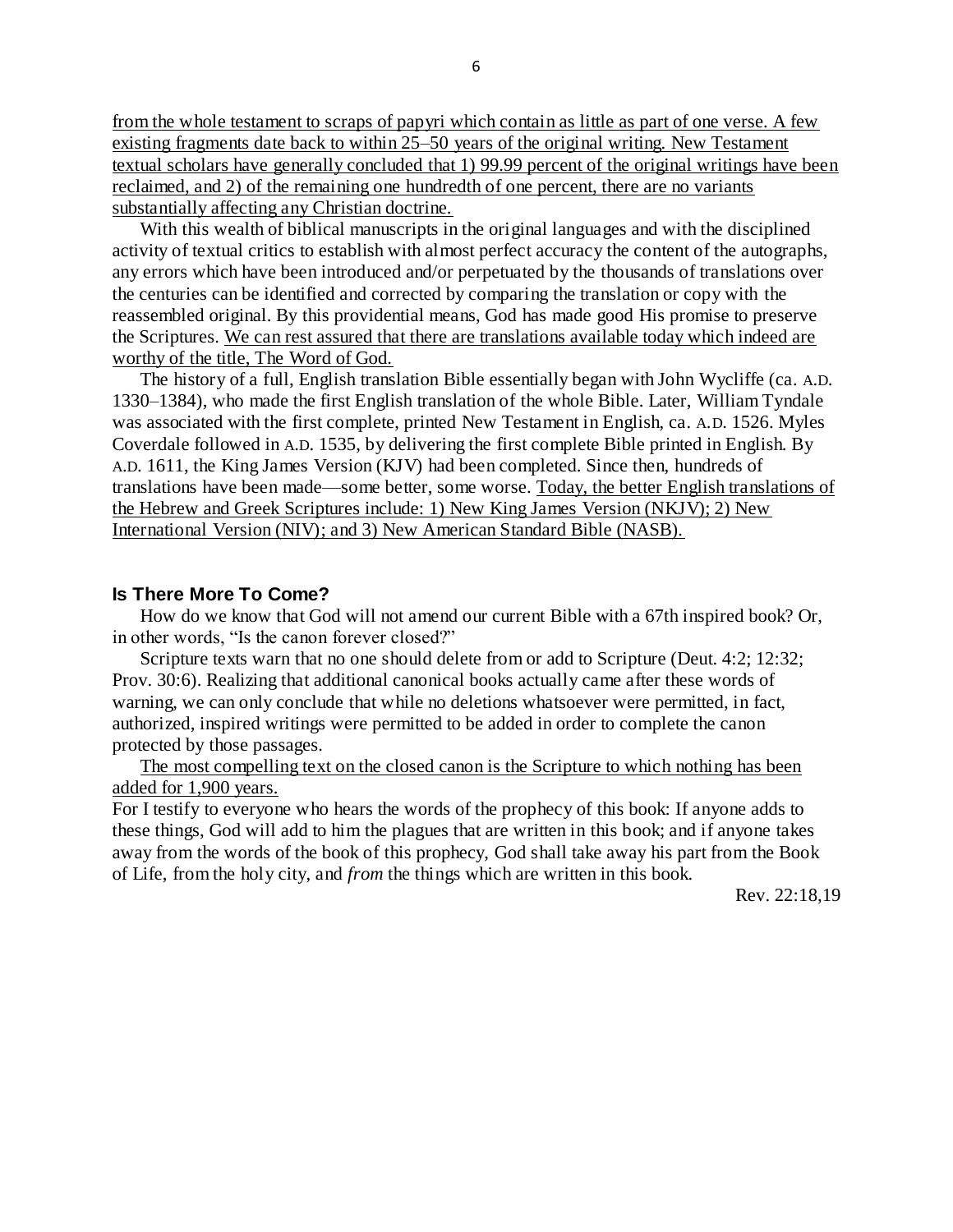from the whole testament to scraps of papyri which contain as little as part of one verse. A few existing fragments date back to within 25–50 years of the original writing. New Testament textual scholars have generally concluded that 1) 99.99 percent of the original writings have been reclaimed, and 2) of the remaining one hundredth of one percent, there are no variants substantially affecting any Christian doctrine.

With this wealth of biblical manuscripts in the original languages and with the disciplined activity of textual critics to establish with almost perfect accuracy the content of the autographs, any errors which have been introduced and/or perpetuated by the thousands of translations over the centuries can be identified and corrected by comparing the translation or copy with the reassembled original. By this providential means, God has made good His promise to preserve the Scriptures. We can rest assured that there are translations available today which indeed are worthy of the title, The Word of God.

The history of a full, English translation Bible essentially began with John Wycliffe (ca. A.D. 1330–1384), who made the first English translation of the whole Bible. Later, William Tyndale was associated with the first complete, printed New Testament in English, ca. A.D. 1526. Myles Coverdale followed in A.D. 1535, by delivering the first complete Bible printed in English. By A.D. 1611, the King James Version (KJV) had been completed. Since then, hundreds of translations have been made—some better, some worse. Today, the better English translations of the Hebrew and Greek Scriptures include: 1) New King James Version (NKJV); 2) New International Version (NIV); and 3) New American Standard Bible (NASB).

### Is There More To Come?

How do we know that God will not amend our current Bible with a 67th inspired book? Or, in other words, "Is the canon forever closed?"

Scripture texts warn that no one should delete from or add to Scripture (Deut. 4:2; 12:32; Prov. 30:6). Realizing that additional canonical books actually came after these words of warning, we can only conclude that while no deletions whatsoever were permitted, in fact, authorized, inspired writings were permitted to be added in order to complete the canon protected by those passages.

The most compelling text on the closed canon is the Scripture to which nothing has been added for 1,900 years.

For I testify to everyone who hears the words of the prophecy of this book: If anyone adds to these things, God will add to him the plagues that are written in this book; and if anyone takes away from the words of the book of this prophecy, God shall take away his part from the Book of Life, from the holy city, and *from* the things which are written in this book.

Rev. 22:18,19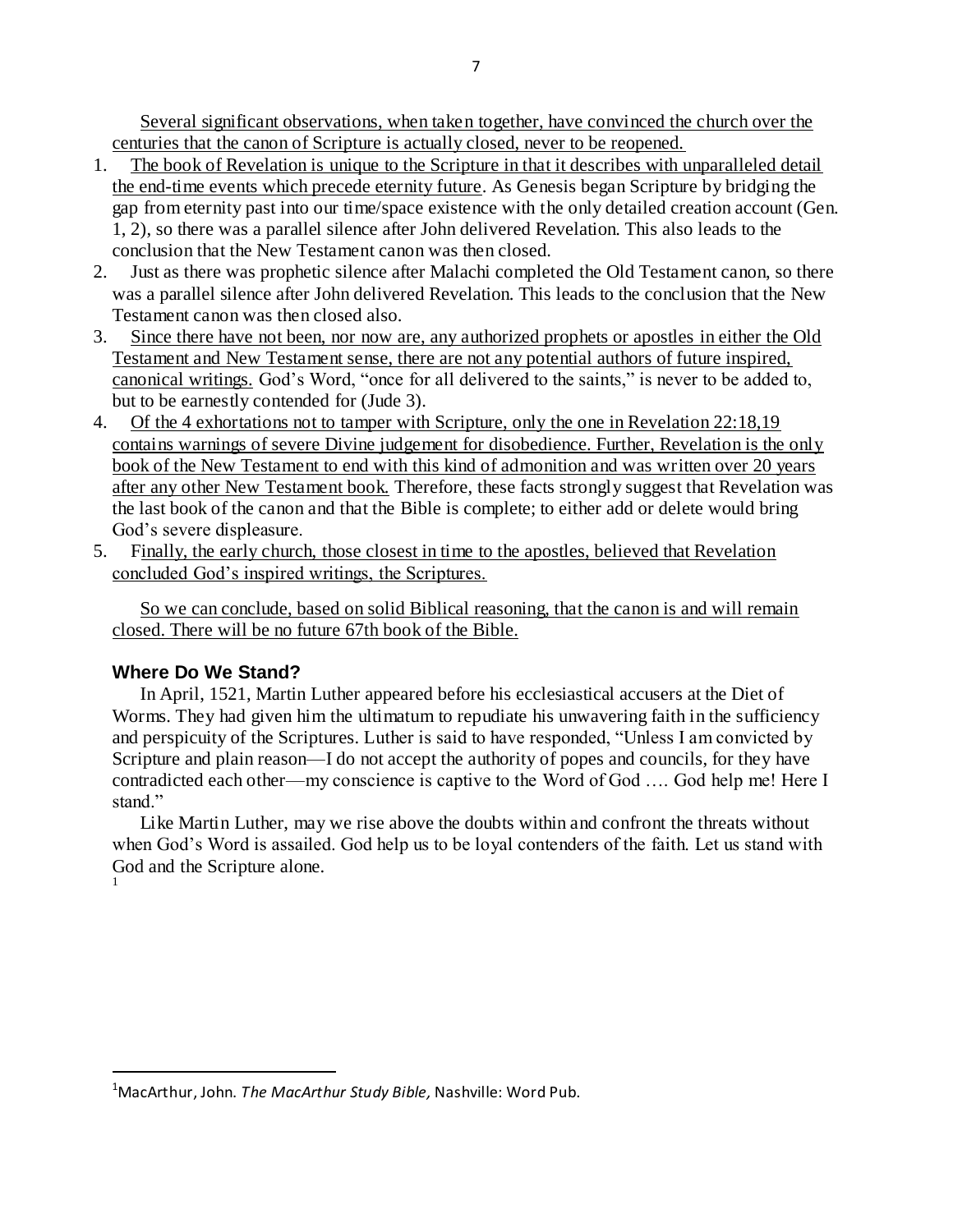Several significant observations, when taken together, have convinced the church over the centuries that the canon of Scripture is actually closed, never to be reopened.

1. The book of Revelation is unique to the Scripture in that it describes with unparalleled detail the end-time events which precede eternity future. As Genesis began Scripture by bridging the gap from eternity past into our time/space existence with the only detailed creation account (Gen. 1, 2), so there was a parallel silence after John delivered Revelation. This also leads to the conclusion that the New Testament canon was then closed.
2. Just as there was prophetic silence after Malachi completed the Old Testament canon, so there was a parallel silence after John delivered Revelation. This leads to the conclusion that the New Testament canon was then closed also.
3. Since there have not been, nor now are, any authorized prophets or apostles in either the Old Testament and New Testament sense, there are not any potential authors of future inspired, canonical writings. God's Word, "once for all delivered to the saints," is never to be added to, but to be earnestly contended for (Jude 3).
4. Of the 4 exhortations not to tamper with Scripture, only the one in Revelation 22:18,19 contains warnings of severe Divine judgement for disobedience. Further, Revelation is the only book of the New Testament to end with this kind of admonition and was written over 20 years after any other New Testament book. Therefore, these facts strongly suggest that Revelation was the last book of the canon and that the Bible is complete; to either add or delete would bring God's severe displeasure.
5. Finally, the early church, those closest in time to the apostles, believed that Revelation concluded God's inspired writings, the Scriptures.

So we can conclude, based on solid Biblical reasoning, that the canon is and will remain closed. There will be no future 67th book of the Bible.

## Where Do We Stand?

In April, 1521, Martin Luther appeared before his ecclesiastical accusers at the Diet of Worms. They had given him the ultimatum to repudiate his unwavering faith in the sufficiency and perspicuity of the Scriptures. Luther is said to have responded, "Unless I am convicted by Scripture and plain reason—I do not accept the authority of popes and councils, for they have contradicted each other—my conscience is captive to the Word of God …. God help me! Here I stand."

Like Martin Luther, may we rise above the doubts within and confront the threats without when God's Word is assailed. God help us to be loyal contenders of the faith. Let us stand with God and the Scripture alone.[1]

---

[1] MacArthur, John. *The MacArthur Study Bible,* Nashville: Word Pub.